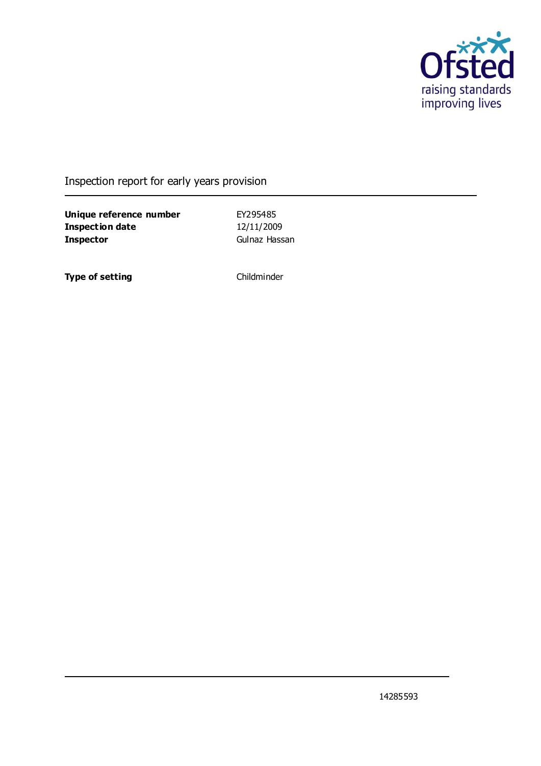Ofsted
raising standards
improving lives

# Inspection report for early years provision

| | |
|---|---|
| **Unique reference number** | EY295485 |
| **Inspection date** | 12/11/2009 |
| **Inspector** | Gulnaz Hassan |

| | |
|---|---|
| **Type of setting** | Childminder |

14285593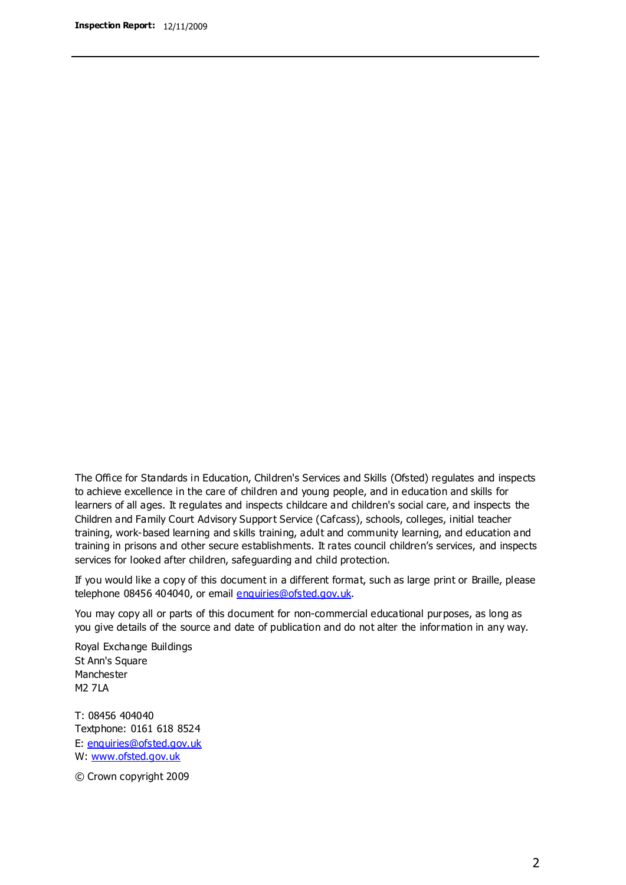The Office for Standards in Education, Children's Services and Skills (Ofsted) regulates and inspects to achieve excellence in the care of children and young people, and in education and skills for learners of all ages. It regulates and inspects childcare and children's social care, and inspects the Children and Family Court Advisory Support Service (Cafcass), schools, colleges, initial teacher training, work-based learning and skills training, adult and community learning, and education and training in prisons and other secure establishments. It rates council children's services, and inspects services for looked after children, safeguarding and child protection.

If you would like a copy of this document in a different format, such as large print or Braille, please telephone 08456 404040, or email enquiries@ofsted.gov.uk.

You may copy all or parts of this document for non-commercial educational purposes, as long as you give details of the source and date of publication and do not alter the information in any way.

Royal Exchange Buildings
St Ann's Square
Manchester
M2 7LA

T: 08456 404040
Textphone: 0161 618 8524
E: enquiries@ofsted.gov.uk
W: www.ofsted.gov.uk

© Crown copyright 2009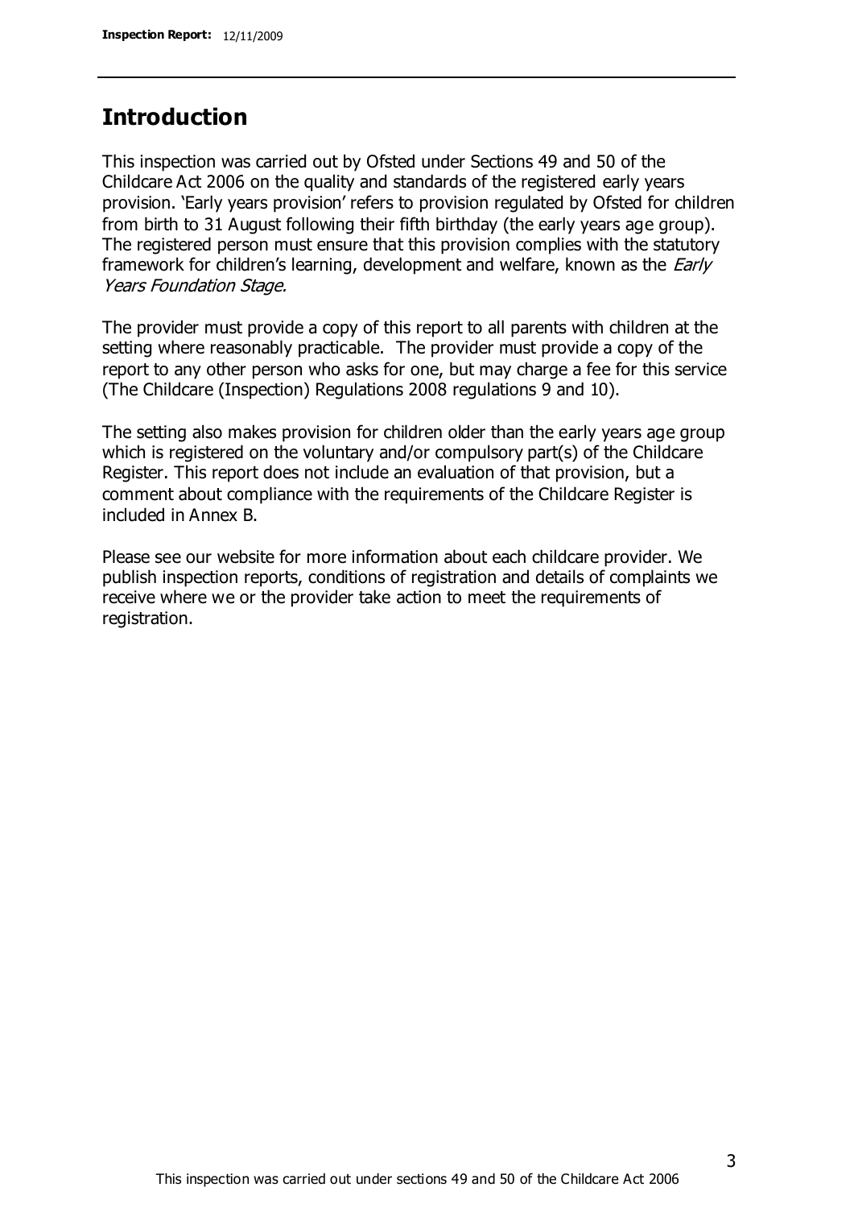## Introduction

This inspection was carried out by Ofsted under Sections 49 and 50 of the Childcare Act 2006 on the quality and standards of the registered early years provision. 'Early years provision' refers to provision regulated by Ofsted for children from birth to 31 August following their fifth birthday (the early years age group). The registered person must ensure that this provision complies with the statutory framework for children's learning, development and welfare, known as the *Early Years Foundation Stage*.

The provider must provide a copy of this report to all parents with children at the setting where reasonably practicable. The provider must provide a copy of the report to any other person who asks for one, but may charge a fee for this service (The Childcare (Inspection) Regulations 2008 regulations 9 and 10).

The setting also makes provision for children older than the early years age group which is registered on the voluntary and/or compulsory part(s) of the Childcare Register. This report does not include an evaluation of that provision, but a comment about compliance with the requirements of the Childcare Register is included in Annex B.

Please see our website for more information about each childcare provider. We publish inspection reports, conditions of registration and details of complaints we receive where we or the provider take action to meet the requirements of registration.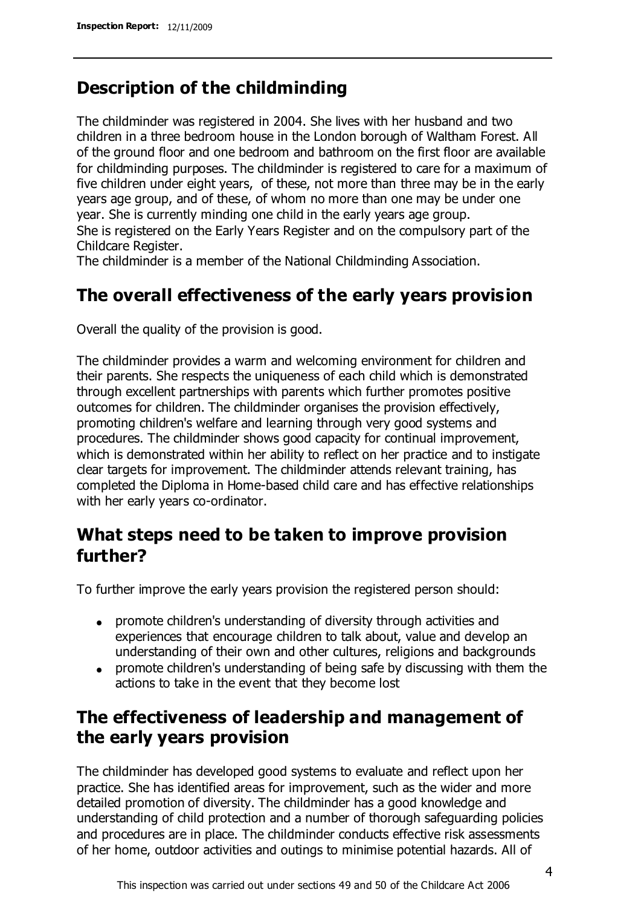## Description of the childminding

The childminder was registered in 2004. She lives with her husband and two children in a three bedroom house in the London borough of Waltham Forest. All of the ground floor and one bedroom and bathroom on the first floor are available for childminding purposes. The childminder is registered to care for a maximum of five children under eight years, of these, not more than three may be in the early years age group, and of these, of whom no more than one may be under one year. She is currently minding one child in the early years age group.
She is registered on the Early Years Register and on the compulsory part of the Childcare Register.
The childminder is a member of the National Childminding Association.

## The overall effectiveness of the early years provision

Overall the quality of the provision is good.

The childminder provides a warm and welcoming environment for children and their parents. She respects the uniqueness of each child which is demonstrated through excellent partnerships with parents which further promotes positive outcomes for children. The childminder organises the provision effectively, promoting children's welfare and learning through very good systems and procedures. The childminder shows good capacity for continual improvement, which is demonstrated within her ability to reflect on her practice and to instigate clear targets for improvement. The childminder attends relevant training, has completed the Diploma in Home-based child care and has effective relationships with her early years co-ordinator.

## What steps need to be taken to improve provision further?

To further improve the early years provision the registered person should:

- promote children's understanding of diversity through activities and experiences that encourage children to talk about, value and develop an understanding of their own and other cultures, religions and backgrounds
- promote children's understanding of being safe by discussing with them the actions to take in the event that they become lost

## The effectiveness of leadership and management of the early years provision

The childminder has developed good systems to evaluate and reflect upon her practice. She has identified areas for improvement, such as the wider and more detailed promotion of diversity. The childminder has a good knowledge and understanding of child protection and a number of thorough safeguarding policies and procedures are in place. The childminder conducts effective risk assessments of her home, outdoor activities and outings to minimise potential hazards. All of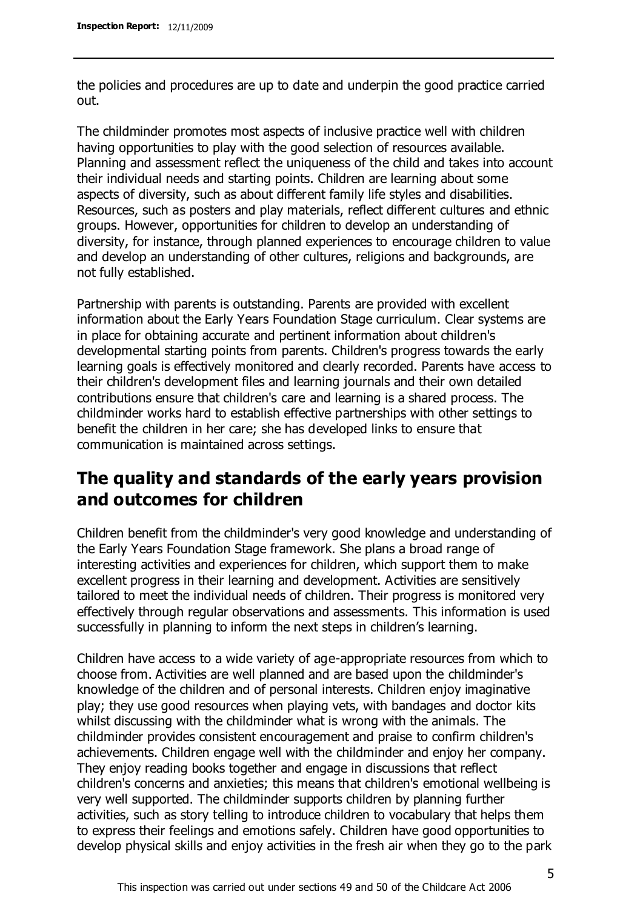the policies and procedures are up to date and underpin the good practice carried out.

The childminder promotes most aspects of inclusive practice well with children having opportunities to play with the good selection of resources available. Planning and assessment reflect the uniqueness of the child and takes into account their individual needs and starting points. Children are learning about some aspects of diversity, such as about different family life styles and disabilities. Resources, such as posters and play materials, reflect different cultures and ethnic groups. However, opportunities for children to develop an understanding of diversity, for instance, through planned experiences to encourage children to value and develop an understanding of other cultures, religions and backgrounds, are not fully established.

Partnership with parents is outstanding. Parents are provided with excellent information about the Early Years Foundation Stage curriculum. Clear systems are in place for obtaining accurate and pertinent information about children's developmental starting points from parents. Children's progress towards the early learning goals is effectively monitored and clearly recorded. Parents have access to their children's development files and learning journals and their own detailed contributions ensure that children's care and learning is a shared process. The childminder works hard to establish effective partnerships with other settings to benefit the children in her care; she has developed links to ensure that communication is maintained across settings.

## The quality and standards of the early years provision and outcomes for children

Children benefit from the childminder's very good knowledge and understanding of the Early Years Foundation Stage framework. She plans a broad range of interesting activities and experiences for children, which support them to make excellent progress in their learning and development. Activities are sensitively tailored to meet the individual needs of children. Their progress is monitored very effectively through regular observations and assessments. This information is used successfully in planning to inform the next steps in children's learning.

Children have access to a wide variety of age-appropriate resources from which to choose from. Activities are well planned and are based upon the childminder's knowledge of the children and of personal interests. Children enjoy imaginative play; they use good resources when playing vets, with bandages and doctor kits whilst discussing with the childminder what is wrong with the animals. The childminder provides consistent encouragement and praise to confirm children's achievements. Children engage well with the childminder and enjoy her company. They enjoy reading books together and engage in discussions that reflect children's concerns and anxieties; this means that children's emotional wellbeing is very well supported. The childminder supports children by planning further activities, such as story telling to introduce children to vocabulary that helps them to express their feelings and emotions safely. Children have good opportunities to develop physical skills and enjoy activities in the fresh air when they go to the park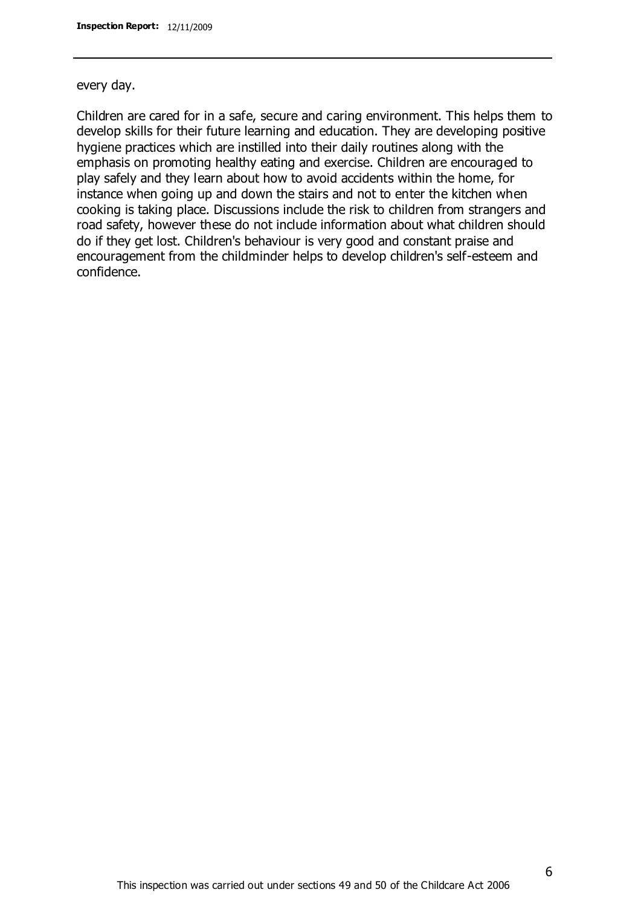every day.

Children are cared for in a safe, secure and caring environment. This helps them to develop skills for their future learning and education. They are developing positive hygiene practices which are instilled into their daily routines along with the emphasis on promoting healthy eating and exercise. Children are encouraged to play safely and they learn about how to avoid accidents within the home, for instance when going up and down the stairs and not to enter the kitchen when cooking is taking place. Discussions include the risk to children from strangers and road safety, however these do not include information about what children should do if they get lost. Children's behaviour is very good and constant praise and encouragement from the childminder helps to develop children's self-esteem and confidence.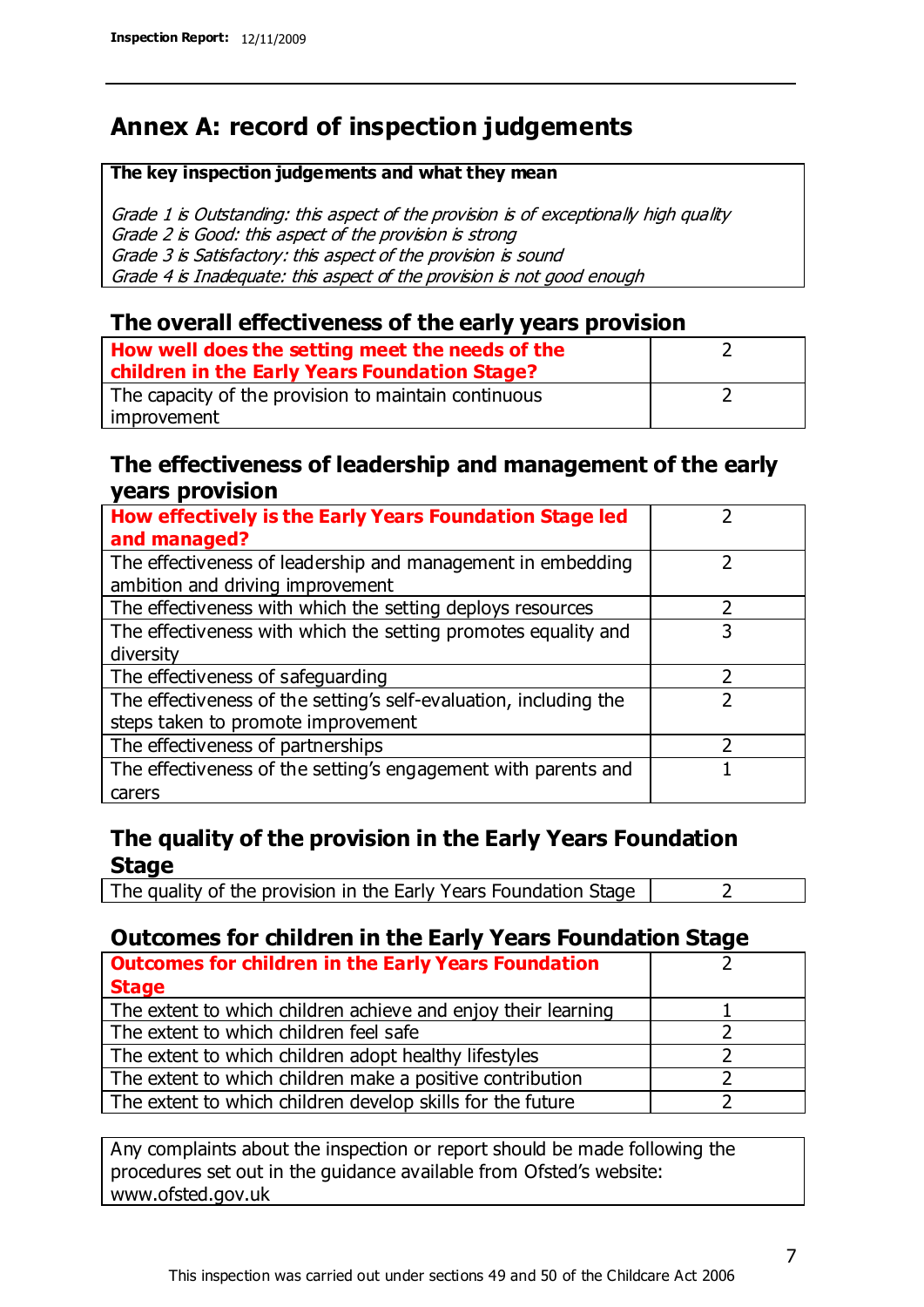# Annex A: record of inspection judgements

**The key inspection judgements and what they mean**

*Grade 1 is Outstanding: this aspect of the provision is of exceptionally high quality*
*Grade 2 is Good: this aspect of the provision is strong*
*Grade 3 is Satisfactory: this aspect of the provision is sound*
*Grade 4 is Inadequate: this aspect of the provision is not good enough*

## The overall effectiveness of the early years provision

| | |
|---|---|
| **How well does the setting meet the needs of the children in the Early Years Foundation Stage?** | 2 |
| The capacity of the provision to maintain continuous improvement | 2 |

## The effectiveness of leadership and management of the early years provision

| | |
|---|---|
| **How effectively is the Early Years Foundation Stage led and managed?** | 2 |
| The effectiveness of leadership and management in embedding ambition and driving improvement | 2 |
| The effectiveness with which the setting deploys resources | 2 |
| The effectiveness with which the setting promotes equality and diversity | 3 |
| The effectiveness of safeguarding | 2 |
| The effectiveness of the setting's self-evaluation, including the steps taken to promote improvement | 2 |
| The effectiveness of partnerships | 2 |
| The effectiveness of the setting's engagement with parents and carers | 1 |

## The quality of the provision in the Early Years Foundation Stage

| | |
|---|---|
| The quality of the provision in the Early Years Foundation Stage | 2 |

## Outcomes for children in the Early Years Foundation Stage

| | |
|---|---|
| **Outcomes for children in the Early Years Foundation Stage** | 2 |
| The extent to which children achieve and enjoy their learning | 1 |
| The extent to which children feel safe | 2 |
| The extent to which children adopt healthy lifestyles | 2 |
| The extent to which children make a positive contribution | 2 |
| The extent to which children develop skills for the future | 2 |

Any complaints about the inspection or report should be made following the procedures set out in the guidance available from Ofsted's website: www.ofsted.gov.uk

This inspection was carried out under sections 49 and 50 of the Childcare Act 2006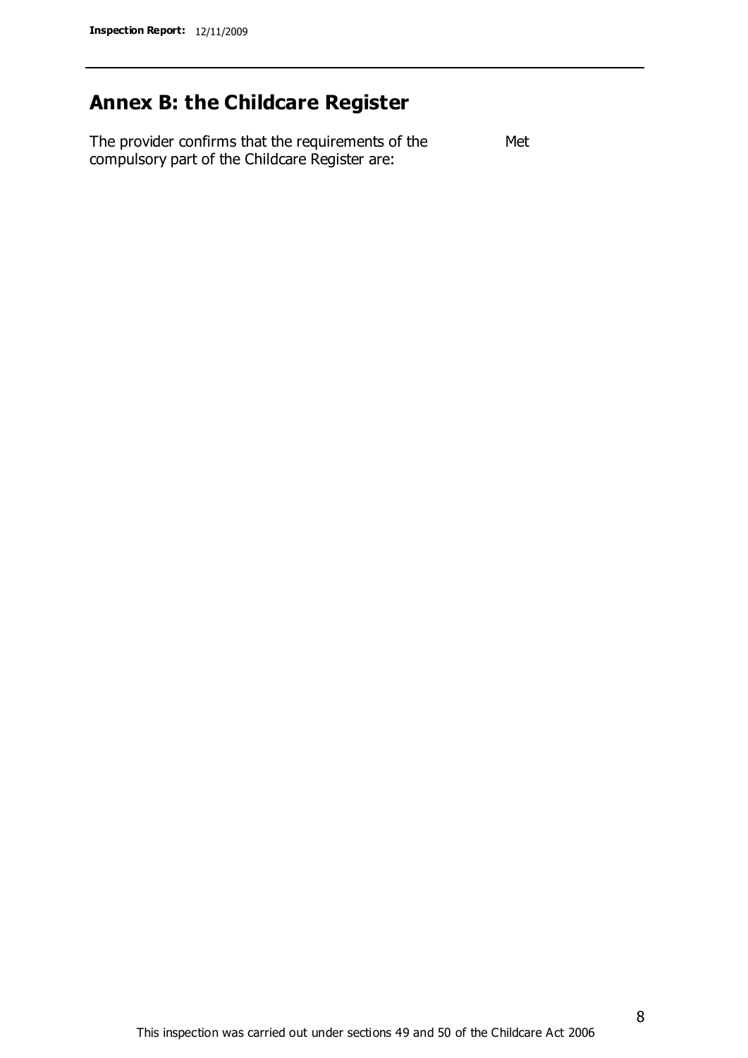## Annex B: the Childcare Register

| | |
|---|---|
| The provider confirms that the requirements of the compulsory part of the Childcare Register are: | Met |

This inspection was carried out under sections 49 and 50 of the Childcare Act 2006